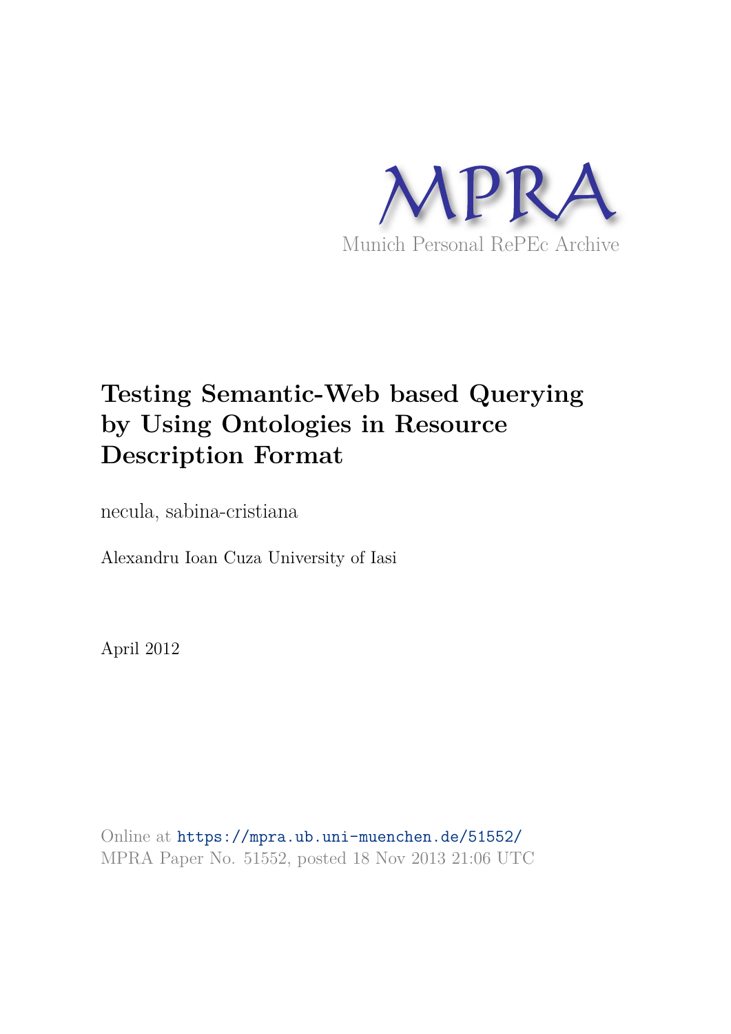MPRA

Munich Personal RePEc Archive

# Testing Semantic-Web based Querying by Using Ontologies in Resource Description Format

necula, sabina-cristiana

Alexandru Ioan Cuza University of Iasi

April 2012

Online at https://mpra.ub.uni-muenchen.de/51552/
MPRA Paper No. 51552, posted 18 Nov 2013 21:06 UTC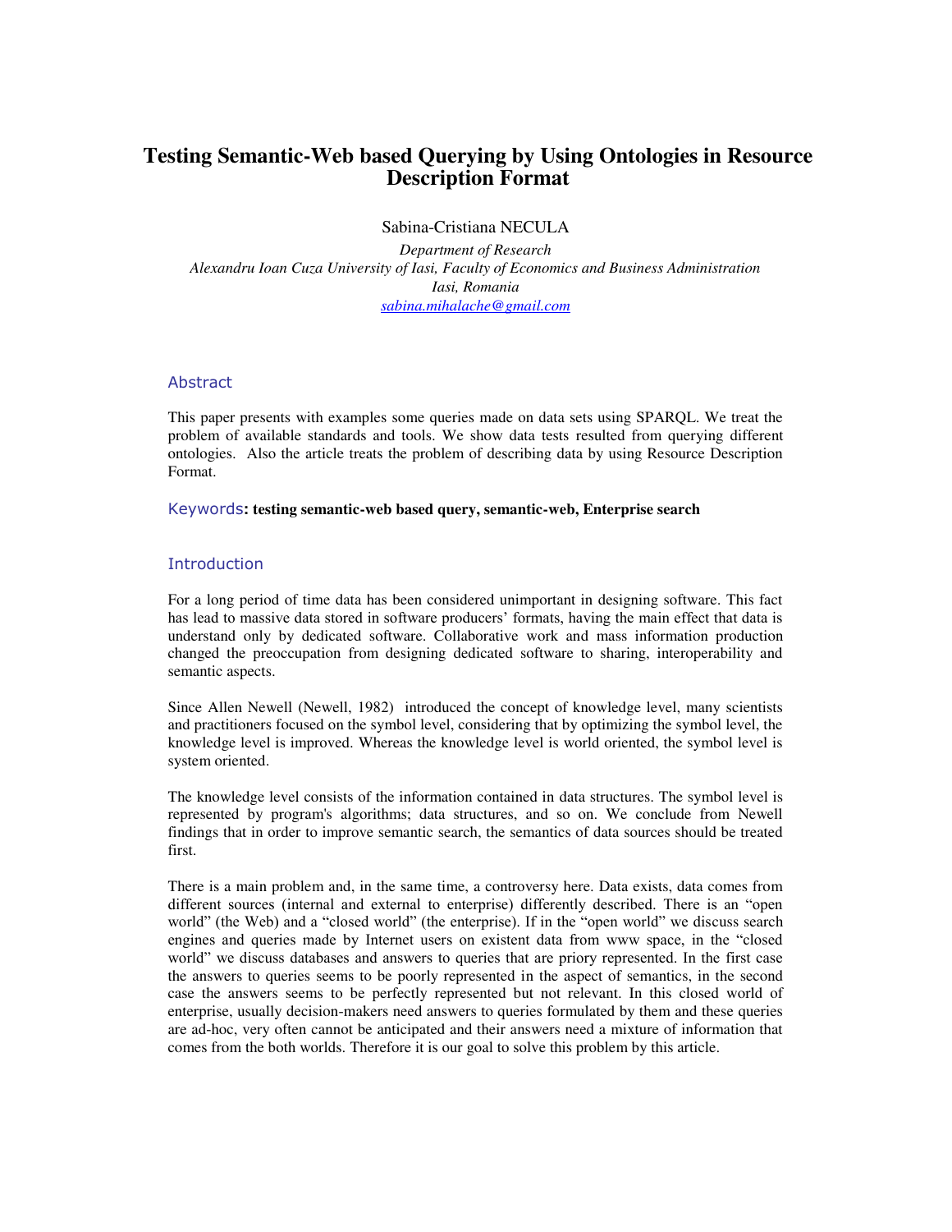# Testing Semantic-Web based Querying by Using Ontologies in Resource Description Format

Sabina-Cristiana NECULA

*Department of Research*
*Alexandru Ioan Cuza University of Iasi, Faculty of Economics and Business Administration*
*Iasi, Romania*
*sabina.mihalache@gmail.com*

## Abstract

This paper presents with examples some queries made on data sets using SPARQL. We treat the problem of available standards and tools. We show data tests resulted from querying different ontologies. Also the article treats the problem of describing data by using Resource Description Format.

**Keywords: testing semantic-web based query, semantic-web, Enterprise search**

## Introduction

For a long period of time data has been considered unimportant in designing software. This fact has lead to massive data stored in software producers' formats, having the main effect that data is understand only by dedicated software. Collaborative work and mass information production changed the preoccupation from designing dedicated software to sharing, interoperability and semantic aspects.

Since Allen Newell (Newell, 1982) introduced the concept of knowledge level, many scientists and practitioners focused on the symbol level, considering that by optimizing the symbol level, the knowledge level is improved. Whereas the knowledge level is world oriented, the symbol level is system oriented.

The knowledge level consists of the information contained in data structures. The symbol level is represented by program's algorithms; data structures, and so on. We conclude from Newell findings that in order to improve semantic search, the semantics of data sources should be treated first.

There is a main problem and, in the same time, a controversy here. Data exists, data comes from different sources (internal and external to enterprise) differently described. There is an "open world" (the Web) and a "closed world" (the enterprise). If in the "open world" we discuss search engines and queries made by Internet users on existent data from www space, in the "closed world" we discuss databases and answers to queries that are priory represented. In the first case the answers to queries seems to be poorly represented in the aspect of semantics, in the second case the answers seems to be perfectly represented but not relevant. In this closed world of enterprise, usually decision-makers need answers to queries formulated by them and these queries are ad-hoc, very often cannot be anticipated and their answers need a mixture of information that comes from the both worlds. Therefore it is our goal to solve this problem by this article.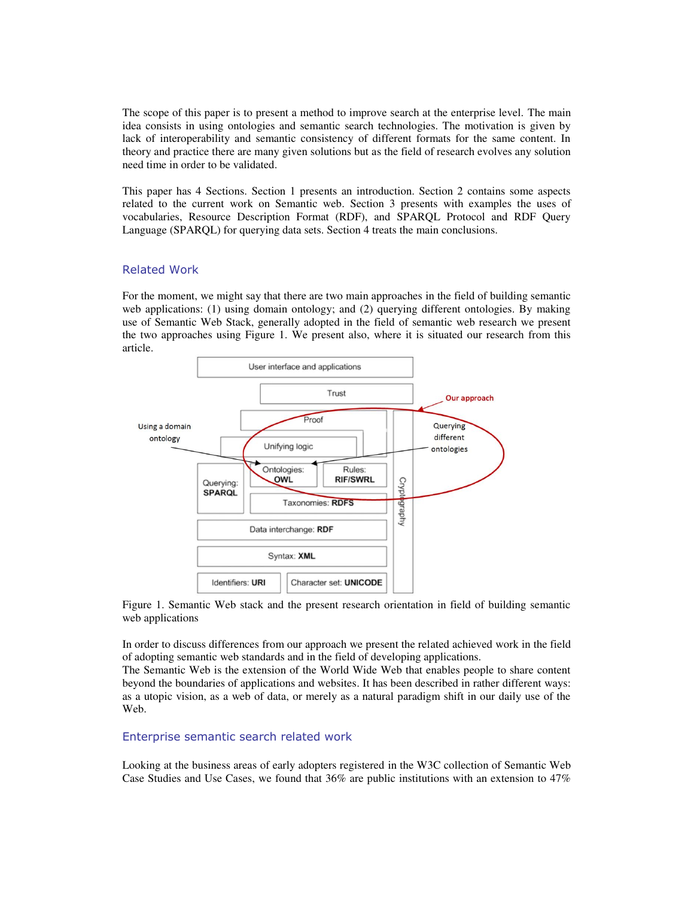The scope of this paper is to present a method to improve search at the enterprise level. The main idea consists in using ontologies and semantic search technologies. The motivation is given by lack of interoperability and semantic consistency of different formats for the same content. In theory and practice there are many given solutions but as the field of research evolves any solution need time in order to be validated.

This paper has 4 Sections. Section 1 presents an introduction. Section 2 contains some aspects related to the current work on Semantic web. Section 3 presents with examples the uses of vocabularies, Resource Description Format (RDF), and SPARQL Protocol and RDF Query Language (SPARQL) for querying data sets. Section 4 treats the main conclusions.

## Related Work

For the moment, we might say that there are two main approaches in the field of building semantic web applications: (1) using domain ontology; and (2) querying different ontologies. By making use of Semantic Web Stack, generally adopted in the field of semantic web research we present the two approaches using Figure 1. We present also, where it is situated our research from this article.

Figure 1. Semantic Web stack and the present research orientation in field of building semantic web applications

In order to discuss differences from our approach we present the related achieved work in the field of adopting semantic web standards and in the field of developing applications.
The Semantic Web is the extension of the World Wide Web that enables people to share content beyond the boundaries of applications and websites. It has been described in rather different ways: as a utopic vision, as a web of data, or merely as a natural paradigm shift in our daily use of the Web.

## Enterprise semantic search related work

Looking at the business areas of early adopters registered in the W3C collection of Semantic Web Case Studies and Use Cases, we found that 36% are public institutions with an extension to 47%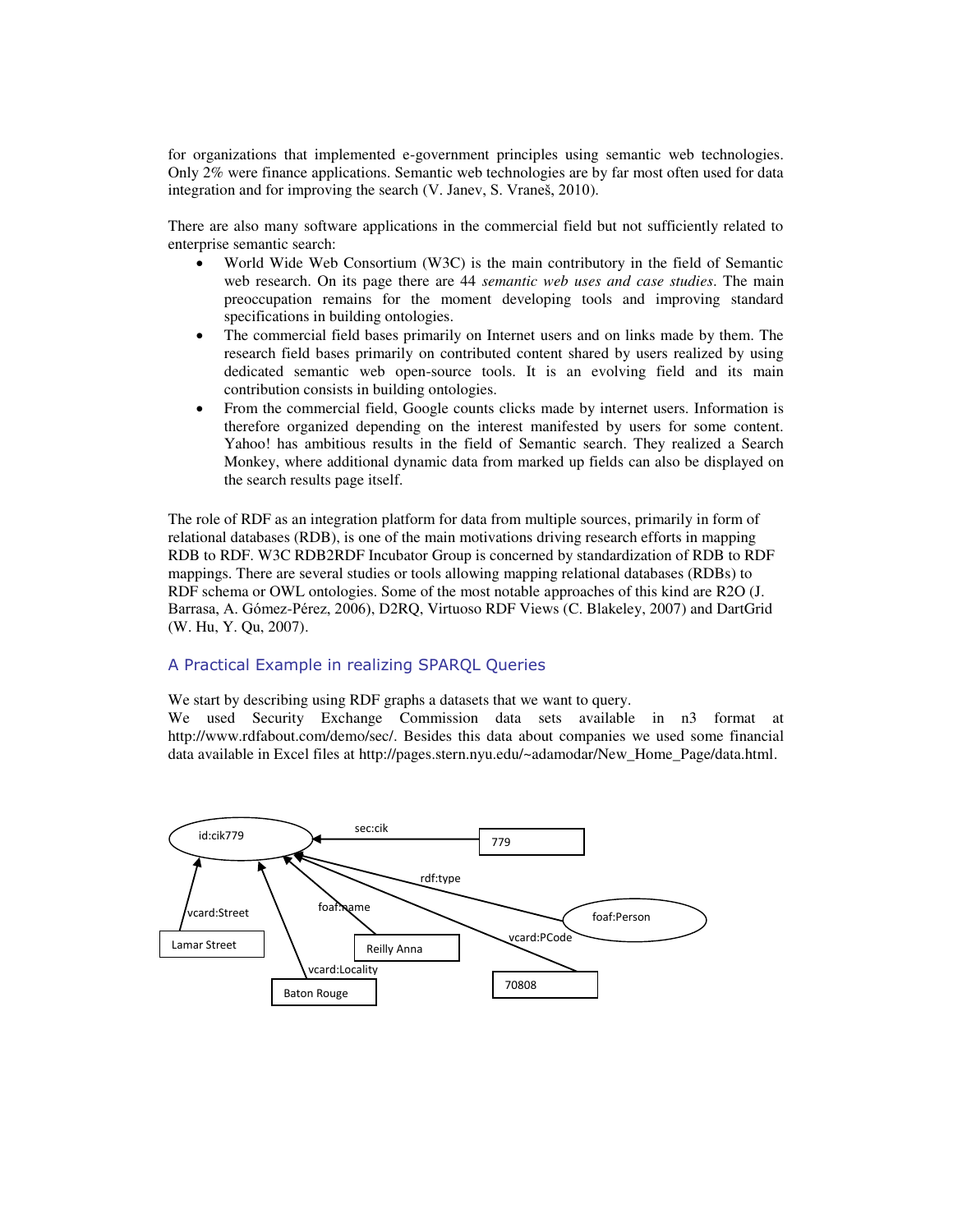for organizations that implemented e-government principles using semantic web technologies. Only 2% were finance applications. Semantic web technologies are by far most often used for data integration and for improving the search (V. Janev, S. Vraneš, 2010).

There are also many software applications in the commercial field but not sufficiently related to enterprise semantic search:

- World Wide Web Consortium (W3C) is the main contributory in the field of Semantic web research. On its page there are 44 *semantic web uses and case studies*. The main preoccupation remains for the moment developing tools and improving standard specifications in building ontologies.
- The commercial field bases primarily on Internet users and on links made by them. The research field bases primarily on contributed content shared by users realized by using dedicated semantic web open-source tools. It is an evolving field and its main contribution consists in building ontologies.
- From the commercial field, Google counts clicks made by internet users. Information is therefore organized depending on the interest manifested by users for some content. Yahoo! has ambitious results in the field of Semantic search. They realized a Search Monkey, where additional dynamic data from marked up fields can also be displayed on the search results page itself.

The role of RDF as an integration platform for data from multiple sources, primarily in form of relational databases (RDB), is one of the main motivations driving research efforts in mapping RDB to RDF. W3C RDB2RDF Incubator Group is concerned by standardization of RDB to RDF mappings. There are several studies or tools allowing mapping relational databases (RDBs) to RDF schema or OWL ontologies. Some of the most notable approaches of this kind are R2O (J. Barrasa, A. Gómez-Pérez, 2006), D2RQ, Virtuoso RDF Views (C. Blakeley, 2007) and DartGrid (W. Hu, Y. Qu, 2007).

## A Practical Example in realizing SPARQL Queries

We start by describing using RDF graphs a datasets that we want to query.
We used Security Exchange Commission data sets available in n3 format at http://www.rdfabout.com/demo/sec/. Besides this data about companies we used some financial data available in Excel files at http://pages.stern.nyu.edu/~adamodar/New_Home_Page/data.html.

id:cik779 — sec:cik — 779; rdf:type — foaf:Person; foaf:name — Reilly Anna; vcard:Street — Lamar Street; vcard:Locality — Baton Rouge; vcard:PCode — 70808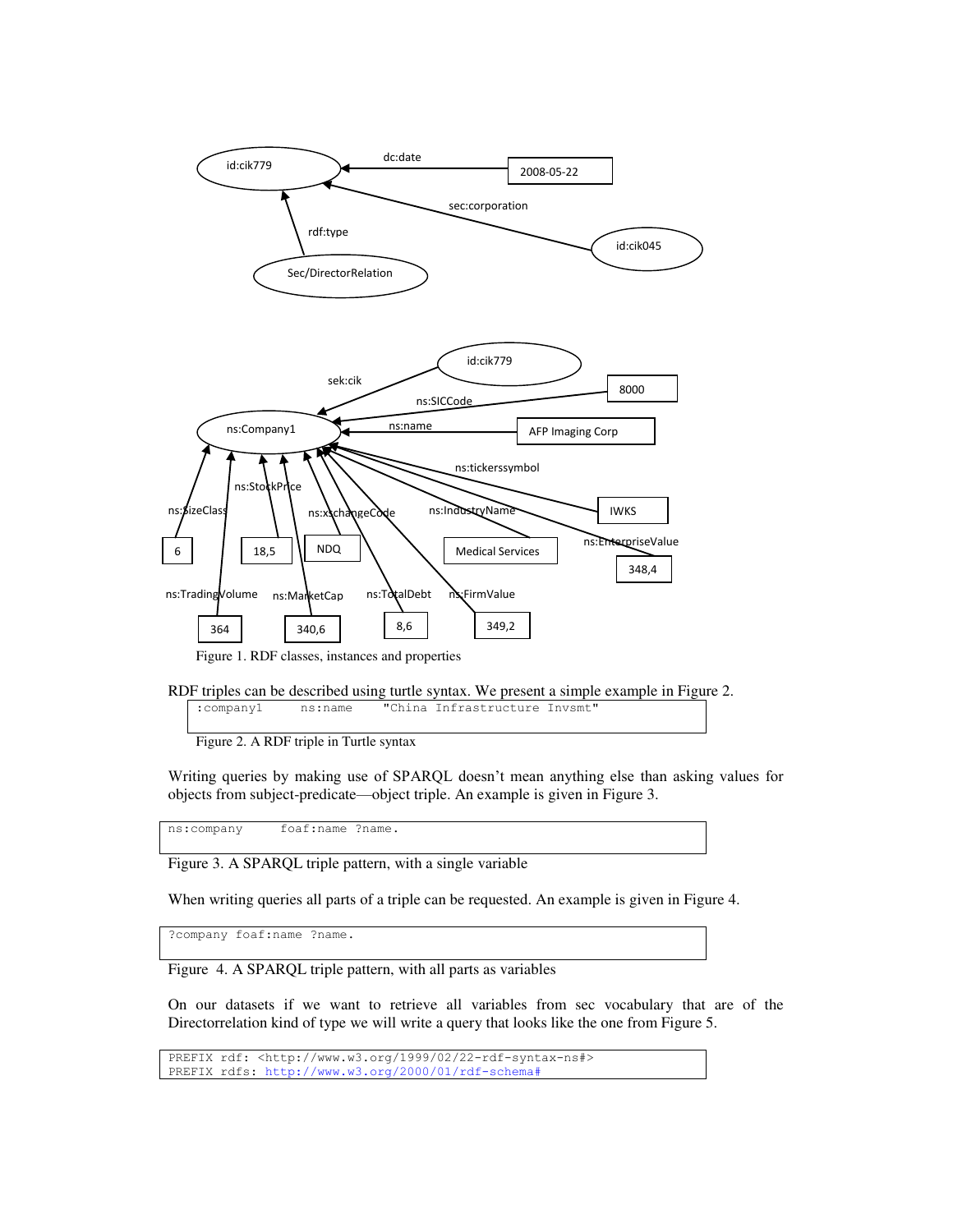Figure 1. RDF classes, instances and properties

RDF triples can be described using turtle syntax. We present a simple example in Figure 2.

```
:company1     ns:name     "China Infrastructure Invsmt"
```

Figure 2. A RDF triple in Turtle syntax

Writing queries by making use of SPARQL doesn't mean anything else than asking values for objects from subject-predicate—object triple. An example is given in Figure 3.

```
ns:company     foaf:name ?name.
```

Figure 3. A SPARQL triple pattern, with a single variable

When writing queries all parts of a triple can be requested. An example is given in Figure 4.

```
?company foaf:name ?name.
```

Figure 4. A SPARQL triple pattern, with all parts as variables

On our datasets if we want to retrieve all variables from sec vocabulary that are of the Directorrelation kind of type we will write a query that looks like the one from Figure 5.

```
PREFIX rdf: <http://www.w3.org/1999/02/22-rdf-syntax-ns#>
PREFIX rdfs: http://www.w3.org/2000/01/rdf-schema#
```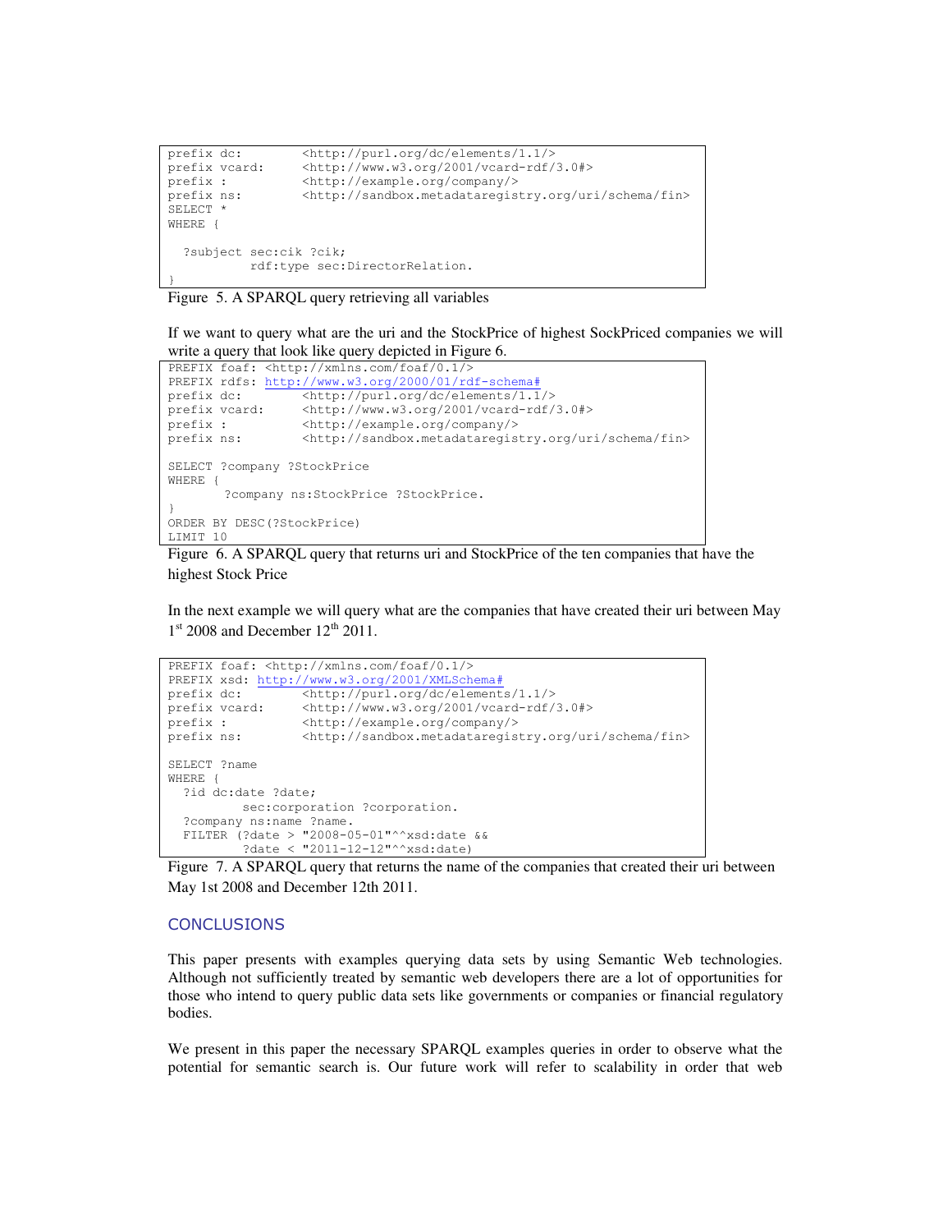```
prefix dc:        <http://purl.org/dc/elements/1.1/>
prefix vcard:     <http://www.w3.org/2001/vcard-rdf/3.0#>
prefix :          <http://example.org/company/>
prefix ns:        <http://sandbox.metadataregistry.org/uri/schema/fin>
SELECT *
WHERE {

  ?subject sec:cik ?cik;
           rdf:type sec:DirectorRelation.
}
```

Figure 5. A SPARQL query retrieving all variables

If we want to query what are the uri and the StockPrice of highest SockPriced companies we will write a query that look like query depicted in Figure 6.

```
PREFIX foaf: <http://xmlns.com/foaf/0.1/>
PREFIX rdfs: http://www.w3.org/2000/01/rdf-schema#
prefix dc:        <http://purl.org/dc/elements/1.1/>
prefix vcard:     <http://www.w3.org/2001/vcard-rdf/3.0#>
prefix :          <http://example.org/company/>
prefix ns:        <http://sandbox.metadataregistry.org/uri/schema/fin>

SELECT ?company ?StockPrice
WHERE {
       ?company ns:StockPrice ?StockPrice.
}
ORDER BY DESC(?StockPrice)
LIMIT 10
```

Figure 6. A SPARQL query that returns uri and StockPrice of the ten companies that have the highest Stock Price

In the next example we will query what are the companies that have created their uri between May 1st 2008 and December 12th 2011.

```
PREFIX foaf: <http://xmlns.com/foaf/0.1/>
PREFIX xsd: http://www.w3.org/2001/XMLSchema#
prefix dc:        <http://purl.org/dc/elements/1.1/>
prefix vcard:     <http://www.w3.org/2001/vcard-rdf/3.0#>
prefix :          <http://example.org/company/>
prefix ns:        <http://sandbox.metadataregistry.org/uri/schema/fin>

SELECT ?name
WHERE {
  ?id dc:date ?date;
          sec:corporation ?corporation.
  ?company ns:name ?name.
  FILTER (?date > "2008-05-01"^^xsd:date &&
          ?date < "2011-12-12"^^xsd:date)
```

Figure 7. A SPARQL query that returns the name of the companies that created their uri between May 1st 2008 and December 12th 2011.

## CONCLUSIONS

This paper presents with examples querying data sets by using Semantic Web technologies. Although not sufficiently treated by semantic web developers there are a lot of opportunities for those who intend to query public data sets like governments or companies or financial regulatory bodies.

We present in this paper the necessary SPARQL examples queries in order to observe what the potential for semantic search is. Our future work will refer to scalability in order that web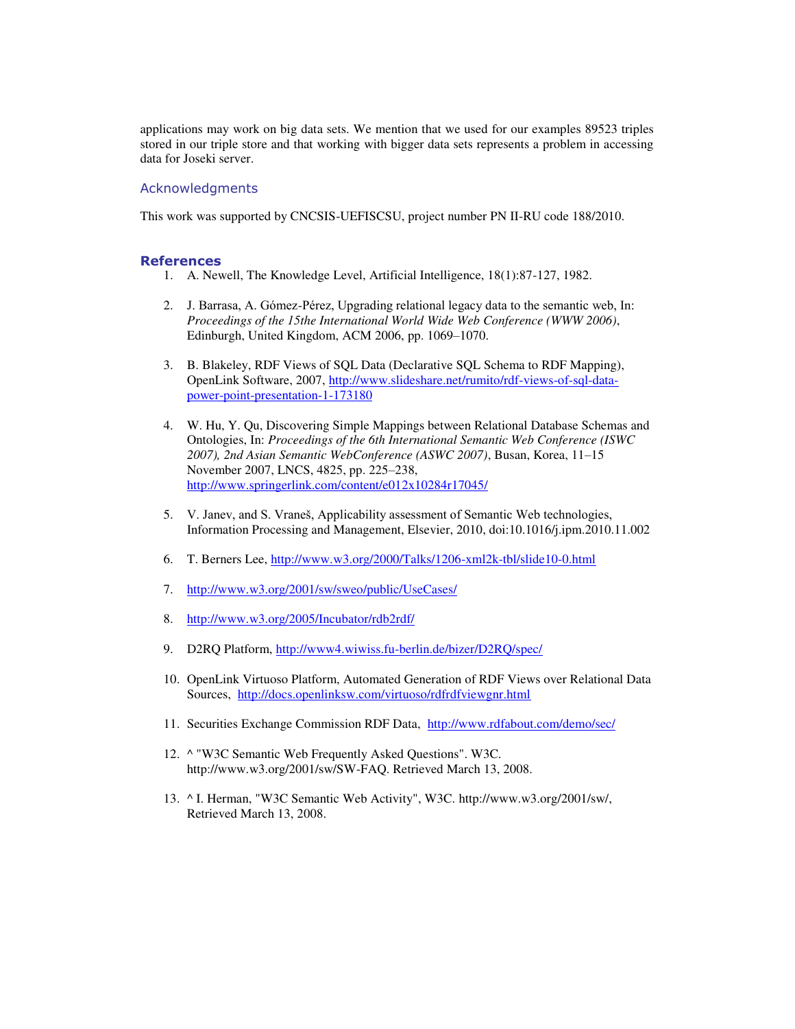applications may work on big data sets. We mention that we used for our examples 89523 triples stored in our triple store and that working with bigger data sets represents a problem in accessing data for Joseki server.

## Acknowledgments

This work was supported by CNCSIS-UEFISCSU, project number PN II-RU code 188/2010.

## References

1. A. Newell, The Knowledge Level, Artificial Intelligence, 18(1):87-127, 1982.

2. J. Barrasa, A. Gómez-Pérez, Upgrading relational legacy data to the semantic web, In: *Proceedings of the 15the International World Wide Web Conference (WWW 2006)*, Edinburgh, United Kingdom, ACM 2006, pp. 1069–1070.

3. B. Blakeley, RDF Views of SQL Data (Declarative SQL Schema to RDF Mapping), OpenLink Software, 2007, http://www.slideshare.net/rumito/rdf-views-of-sql-data-power-point-presentation-1-173180

4. W. Hu, Y. Qu, Discovering Simple Mappings between Relational Database Schemas and Ontologies, In: *Proceedings of the 6th International Semantic Web Conference (ISWC 2007), 2nd Asian Semantic WebConference (ASWC 2007)*, Busan, Korea, 11–15 November 2007, LNCS, 4825, pp. 225–238, http://www.springerlink.com/content/e012x10284r17045/

5. V. Janev, and S. Vraneš, Applicability assessment of Semantic Web technologies, Information Processing and Management, Elsevier, 2010, doi:10.1016/j.ipm.2010.11.002

6. T. Berners Lee, http://www.w3.org/2000/Talks/1206-xml2k-tbl/slide10-0.html

7. http://www.w3.org/2001/sw/sweo/public/UseCases/

8. http://www.w3.org/2005/Incubator/rdb2rdf/

9. D2RQ Platform, http://www4.wiwiss.fu-berlin.de/bizer/D2RQ/spec/

10. OpenLink Virtuoso Platform, Automated Generation of RDF Views over Relational Data Sources, http://docs.openlinksw.com/virtuoso/rdfrdfviewgnr.html

11. Securities Exchange Commission RDF Data, http://www.rdfabout.com/demo/sec/

12. ^ "W3C Semantic Web Frequently Asked Questions". W3C. http://www.w3.org/2001/sw/SW-FAQ. Retrieved March 13, 2008.

13. ^ I. Herman, "W3C Semantic Web Activity", W3C. http://www.w3.org/2001/sw/, Retrieved March 13, 2008.